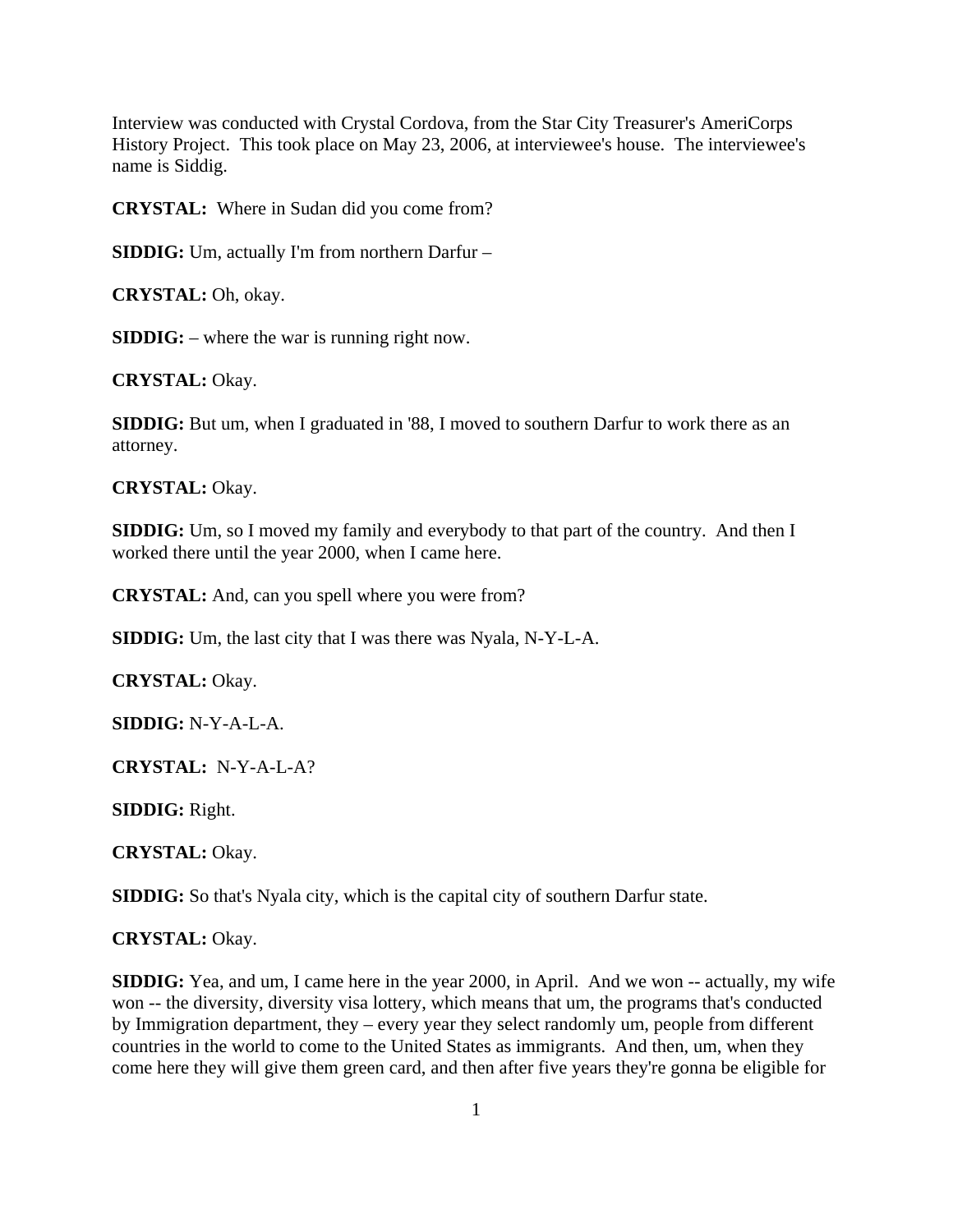Interview was conducted with Crystal Cordova, from the Star City Treasurer's AmeriCorps History Project. This took place on May 23, 2006, at interviewee's house. The interviewee's name is Siddig.

**CRYSTAL:** Where in Sudan did you come from?

**SIDDIG:** Um, actually I'm from northern Darfur –

**CRYSTAL:** Oh, okay.

**SIDDIG:** – where the war is running right now.

**CRYSTAL:** Okay.

**SIDDIG:** But um, when I graduated in '88, I moved to southern Darfur to work there as an attorney.

**CRYSTAL:** Okay.

**SIDDIG:** Um, so I moved my family and everybody to that part of the country. And then I worked there until the year 2000, when I came here.

**CRYSTAL:** And, can you spell where you were from?

**SIDDIG:** Um, the last city that I was there was Nyala, N-Y-L-A.

**CRYSTAL:** Okay.

**SIDDIG:** N-Y-A-L-A.

**CRYSTAL:** N-Y-A-L-A?

**SIDDIG:** Right.

**CRYSTAL:** Okay.

**SIDDIG:** So that's Nyala city, which is the capital city of southern Darfur state.

**CRYSTAL:** Okay.

**SIDDIG:** Yea, and um, I came here in the year 2000, in April. And we won -- actually, my wife won -- the diversity, diversity visa lottery, which means that um, the programs that's conducted by Immigration department, they – every year they select randomly um, people from different countries in the world to come to the United States as immigrants. And then, um, when they come here they will give them green card, and then after five years they're gonna be eligible for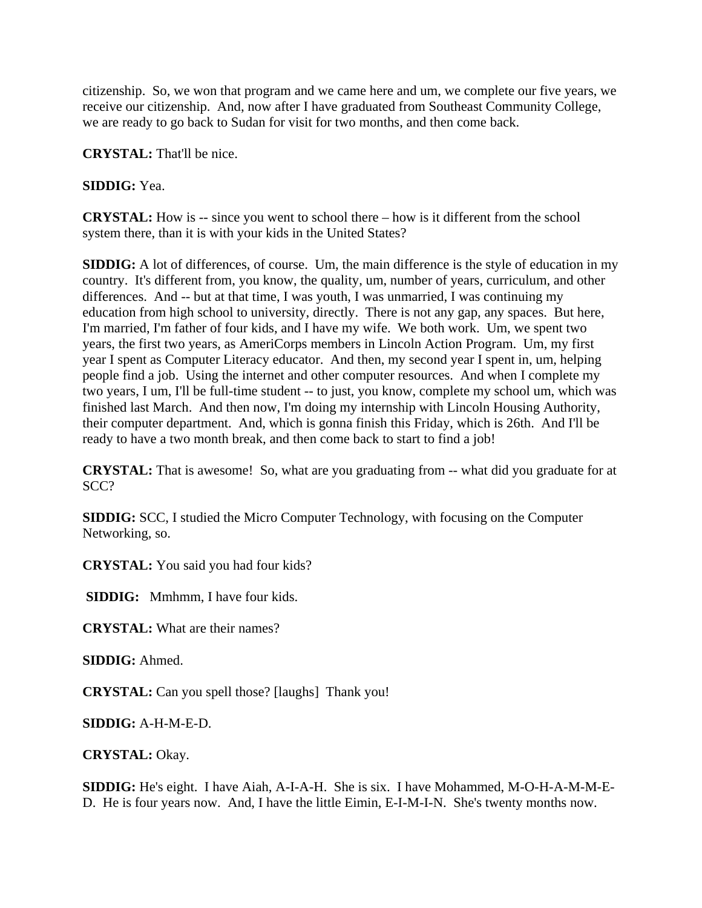citizenship. So, we won that program and we came here and um, we complete our five years, we receive our citizenship. And, now after I have graduated from Southeast Community College, we are ready to go back to Sudan for visit for two months, and then come back.

**CRYSTAL:** That'll be nice.

**SIDDIG:** Yea.

**CRYSTAL:** How is -- since you went to school there – how is it different from the school system there, than it is with your kids in the United States?

**SIDDIG:** A lot of differences, of course. Um, the main difference is the style of education in my country. It's different from, you know, the quality, um, number of years, curriculum, and other differences. And -- but at that time, I was youth, I was unmarried, I was continuing my education from high school to university, directly. There is not any gap, any spaces. But here, I'm married, I'm father of four kids, and I have my wife. We both work. Um, we spent two years, the first two years, as AmeriCorps members in Lincoln Action Program. Um, my first year I spent as Computer Literacy educator. And then, my second year I spent in, um, helping people find a job. Using the internet and other computer resources. And when I complete my two years, I um, I'll be full-time student -- to just, you know, complete my school um, which was finished last March. And then now, I'm doing my internship with Lincoln Housing Authority, their computer department. And, which is gonna finish this Friday, which is 26th. And I'll be ready to have a two month break, and then come back to start to find a job!

**CRYSTAL:** That is awesome! So, what are you graduating from -- what did you graduate for at SCC?

**SIDDIG:** SCC, I studied the Micro Computer Technology, with focusing on the Computer Networking, so.

**CRYSTAL:** You said you had four kids?

**SIDDIG:** Mmhmm, I have four kids.

**CRYSTAL:** What are their names?

**SIDDIG:** Ahmed.

**CRYSTAL:** Can you spell those? [laughs] Thank you!

**SIDDIG:** A-H-M-E-D.

**CRYSTAL:** Okay.

**SIDDIG:** He's eight. I have Aiah, A-I-A-H. She is six. I have Mohammed, M-O-H-A-M-M-E-D. He is four years now. And, I have the little Eimin, E-I-M-I-N. She's twenty months now.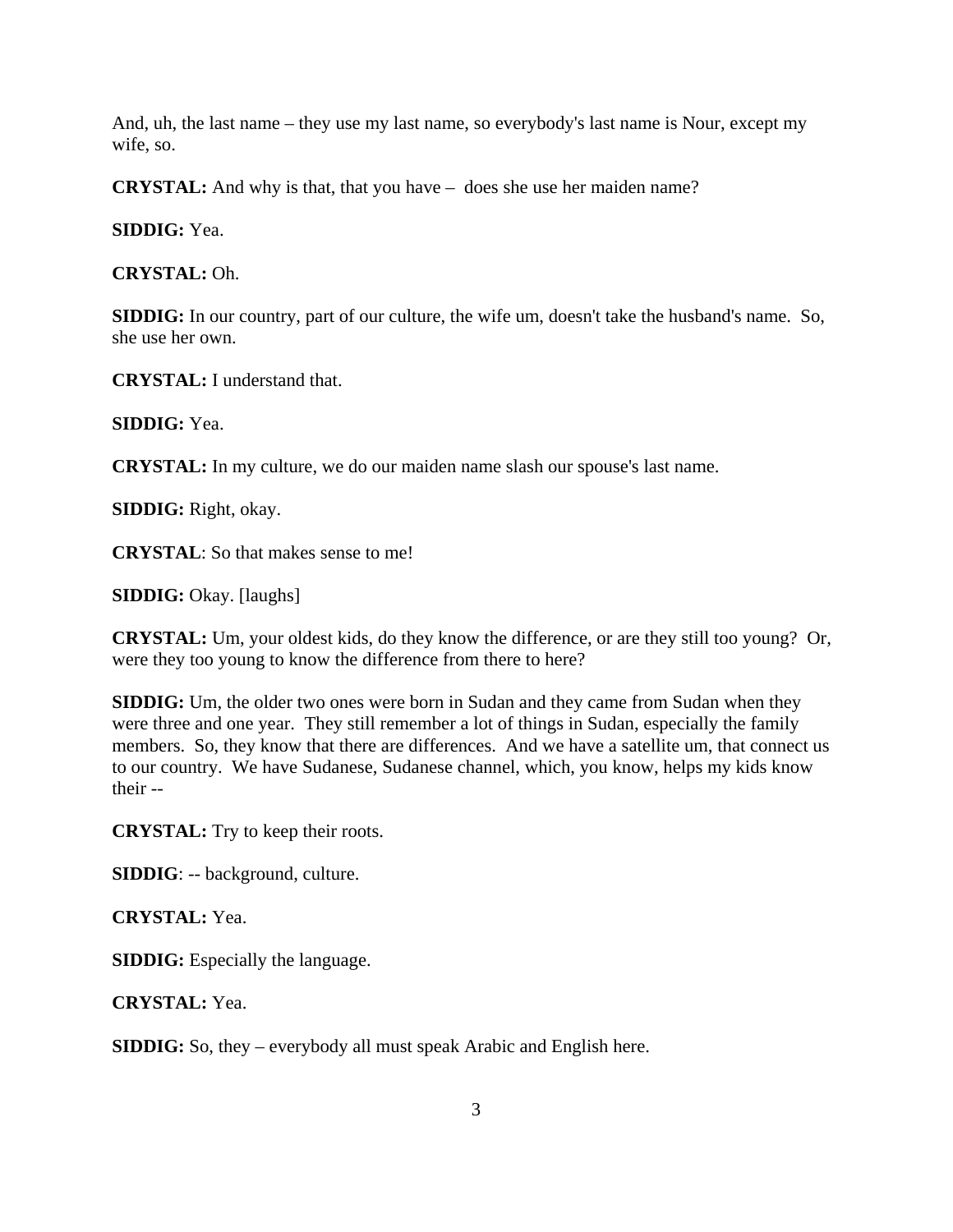And, uh, the last name – they use my last name, so everybody's last name is Nour, except my wife, so.

**CRYSTAL:** And why is that, that you have – does she use her maiden name?

**SIDDIG:** Yea.

**CRYSTAL:** Oh.

**SIDDIG:** In our country, part of our culture, the wife um, doesn't take the husband's name. So, she use her own.

**CRYSTAL:** I understand that.

**SIDDIG:** Yea.

**CRYSTAL:** In my culture, we do our maiden name slash our spouse's last name.

**SIDDIG:** Right, okay.

**CRYSTAL**: So that makes sense to me!

**SIDDIG:** Okay. [laughs]

**CRYSTAL:** Um, your oldest kids, do they know the difference, or are they still too young? Or, were they too young to know the difference from there to here?

**SIDDIG:** Um, the older two ones were born in Sudan and they came from Sudan when they were three and one year. They still remember a lot of things in Sudan, especially the family members. So, they know that there are differences. And we have a satellite um, that connect us to our country. We have Sudanese, Sudanese channel, which, you know, helps my kids know their --

**CRYSTAL:** Try to keep their roots.

**SIDDIG**: -- background, culture.

**CRYSTAL:** Yea.

**SIDDIG:** Especially the language.

**CRYSTAL:** Yea.

**SIDDIG:** So, they – everybody all must speak Arabic and English here.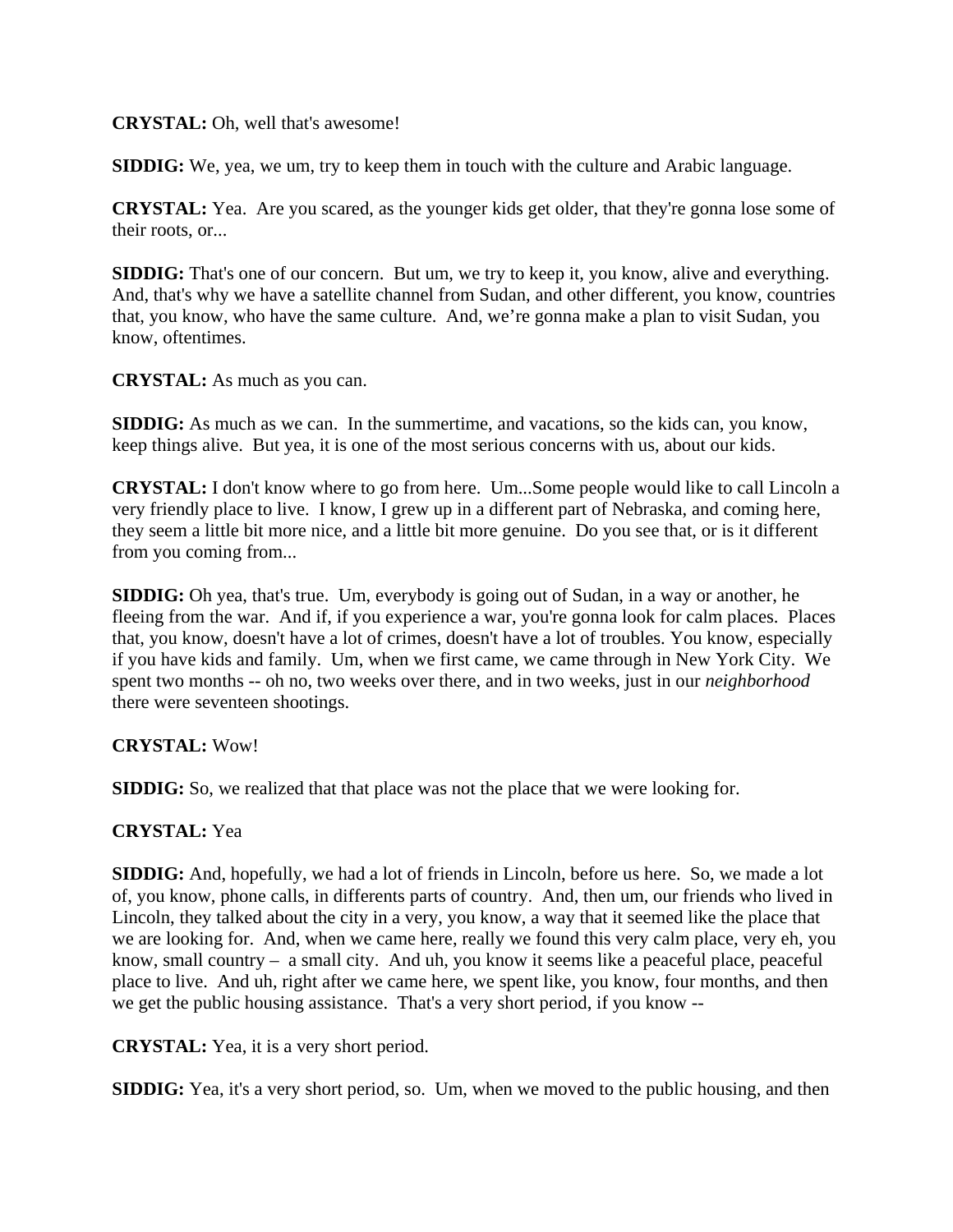**CRYSTAL:** Oh, well that's awesome!

**SIDDIG:** We, yea, we um, try to keep them in touch with the culture and Arabic language.

**CRYSTAL:** Yea. Are you scared, as the younger kids get older, that they're gonna lose some of their roots, or...

**SIDDIG:** That's one of our concern. But um, we try to keep it, you know, alive and everything. And, that's why we have a satellite channel from Sudan, and other different, you know, countries that, you know, who have the same culture. And, we're gonna make a plan to visit Sudan, you know, oftentimes.

**CRYSTAL:** As much as you can.

**SIDDIG:** As much as we can. In the summertime, and vacations, so the kids can, you know, keep things alive. But yea, it is one of the most serious concerns with us, about our kids.

**CRYSTAL:** I don't know where to go from here. Um...Some people would like to call Lincoln a very friendly place to live. I know, I grew up in a different part of Nebraska, and coming here, they seem a little bit more nice, and a little bit more genuine. Do you see that, or is it different from you coming from...

**SIDDIG:** Oh yea, that's true. Um, everybody is going out of Sudan, in a way or another, he fleeing from the war. And if, if you experience a war, you're gonna look for calm places. Places that, you know, doesn't have a lot of crimes, doesn't have a lot of troubles. You know, especially if you have kids and family. Um, when we first came, we came through in New York City. We spent two months -- oh no, two weeks over there, and in two weeks, just in our *neighborhood* there were seventeen shootings.

**CRYSTAL:** Wow!

**SIDDIG:** So, we realized that that place was not the place that we were looking for.

**CRYSTAL:** Yea

**SIDDIG:** And, hopefully, we had a lot of friends in Lincoln, before us here. So, we made a lot of, you know, phone calls, in differents parts of country. And, then um, our friends who lived in Lincoln, they talked about the city in a very, you know, a way that it seemed like the place that we are looking for. And, when we came here, really we found this very calm place, very eh, you know, small country – a small city. And uh, you know it seems like a peaceful place, peaceful place to live. And uh, right after we came here, we spent like, you know, four months, and then we get the public housing assistance. That's a very short period, if you know --

**CRYSTAL:** Yea, it is a very short period.

**SIDDIG:** Yea, it's a very short period, so. Um, when we moved to the public housing, and then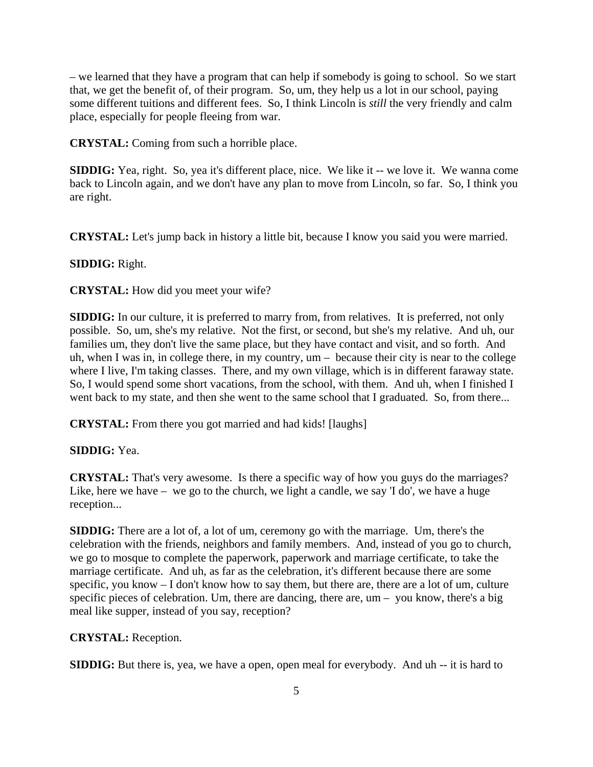– we learned that they have a program that can help if somebody is going to school. So we start that, we get the benefit of, of their program. So, um, they help us a lot in our school, paying some different tuitions and different fees. So, I think Lincoln is *still* the very friendly and calm place, especially for people fleeing from war.

**CRYSTAL:** Coming from such a horrible place.

**SIDDIG:** Yea, right. So, yea it's different place, nice. We like it -- we love it. We wanna come back to Lincoln again, and we don't have any plan to move from Lincoln, so far. So, I think you are right.

**CRYSTAL:** Let's jump back in history a little bit, because I know you said you were married.

**SIDDIG:** Right.

**CRYSTAL:** How did you meet your wife?

**SIDDIG:** In our culture, it is preferred to marry from, from relatives. It is preferred, not only possible. So, um, she's my relative. Not the first, or second, but she's my relative. And uh, our families um, they don't live the same place, but they have contact and visit, and so forth. And uh, when I was in, in college there, in my country, um – because their city is near to the college where I live, I'm taking classes. There, and my own village, which is in different faraway state. So, I would spend some short vacations, from the school, with them. And uh, when I finished I went back to my state, and then she went to the same school that I graduated. So, from there...

**CRYSTAL:** From there you got married and had kids! [laughs]

**SIDDIG:** Yea.

**CRYSTAL:** That's very awesome. Is there a specific way of how you guys do the marriages? Like, here we have – we go to the church, we light a candle, we say 'I do', we have a huge reception...

**SIDDIG:** There are a lot of, a lot of um, ceremony go with the marriage. Um, there's the celebration with the friends, neighbors and family members. And, instead of you go to church, we go to mosque to complete the paperwork, paperwork and marriage certificate, to take the marriage certificate. And uh, as far as the celebration, it's different because there are some specific, you know – I don't know how to say them, but there are, there are a lot of um, culture specific pieces of celebration. Um, there are dancing, there are, um – you know, there's a big meal like supper, instead of you say, reception?

**CRYSTAL:** Reception.

**SIDDIG:** But there is, yea, we have a open, open meal for everybody. And uh -- it is hard to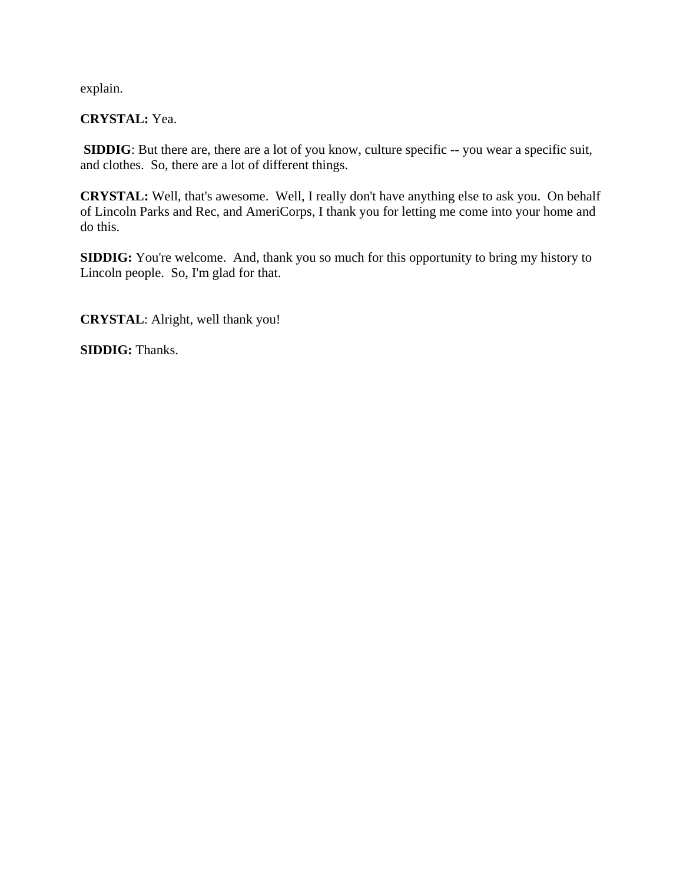explain.

**CRYSTAL:** Yea.

**SIDDIG**: But there are, there are a lot of you know, culture specific -- you wear a specific suit, and clothes. So, there are a lot of different things.

**CRYSTAL:** Well, that's awesome. Well, I really don't have anything else to ask you. On behalf of Lincoln Parks and Rec, and AmeriCorps, I thank you for letting me come into your home and do this.

**SIDDIG:** You're welcome. And, thank you so much for this opportunity to bring my history to Lincoln people. So, I'm glad for that.

**CRYSTAL**: Alright, well thank you!

**SIDDIG:** Thanks.